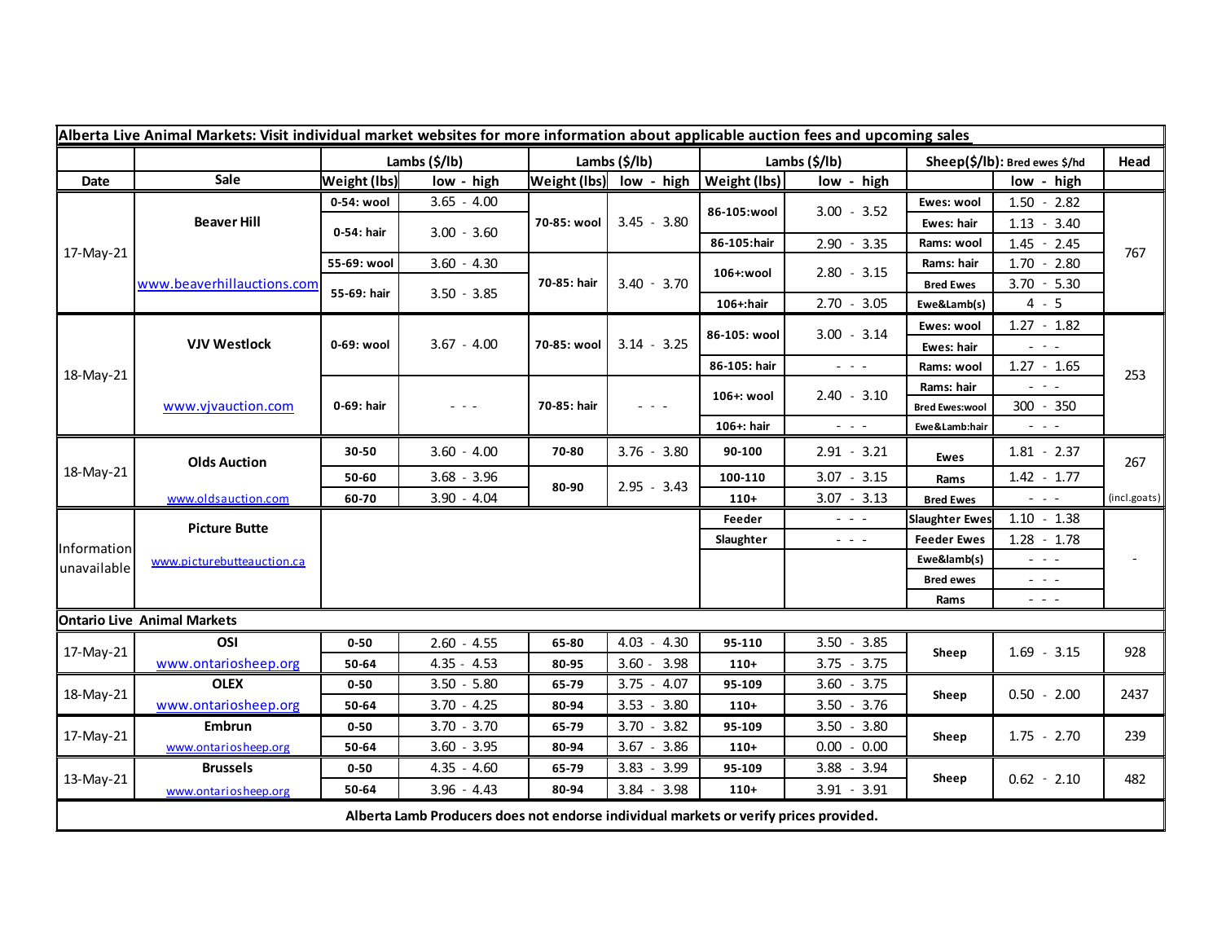| Alberta Live Animal Markets: Visit individual market websites for more information about applicable auction fees and upcoming sales | | | | | | | | | | |
|---|---|---|---|---|---|---|---|---|---|---|
| | | Lambs ($/lb) | | Lambs ($/lb) | | Lambs ($/lb) | | Sheep($/lb): Bred ewes $/hd | | Head |
| Date | Sale | Weight (lbs) | low - high | Weight (lbs) | low - high | Weight (lbs) | low - high | | low - high | |
| 17-May-21 | Beaver Hill www.beaverhillauctions.com | 0-54: wool | 3.65 - 4.00 | 70-85: wool | 3.45 - 3.80 | 86-105:wool | 3.00 - 3.52 | Ewes: wool | 1.50 - 2.82 | 767 |
| | | 0-54: hair | 3.00 - 3.60 | | | | | Ewes: hair | 1.13 - 3.40 | |
| | | | | | | 86-105:hair | 2.90 - 3.35 | Rams: wool | 1.45 - 2.45 | |
| | | 55-69: wool | 3.60 - 4.30 | 70-85: hair | 3.40 - 3.70 | 106+:wool | 2.80 - 3.15 | Rams: hair | 1.70 - 2.80 | |
| | | 55-69: hair | 3.50 - 3.85 | | | | | Bred Ewes | 3.70 - 5.30 | |
| | | | | | | 106+:hair | 2.70 - 3.05 | Ewe&Lamb(s) | 4 - 5 | |
| 18-May-21 | VJV Westlock www.vjvauction.com | 0-69: wool | 3.67 - 4.00 | 70-85: wool | 3.14 - 3.25 | 86-105: wool | 3.00 - 3.14 | Ewes: wool | 1.27 - 1.82 | 253 |
| | | | | | | | | Ewes: hair | - - - | |
| | | | | | | 86-105: hair | - - - | Rams: wool | 1.27 - 1.65 | |
| | | 0-69: hair | - - - | 70-85: hair | - - - | 106+: wool | 2.40 - 3.10 | Rams: hair | - - - | |
| | | | | | | | | Bred Ewes:wool | 300 - 350 | |
| | | | | | | 106+: hair | - - - | Ewe&Lamb:hair | - - - | |
| 18-May-21 | Olds Auction www.oldsauction.com | 30-50 | 3.60 - 4.00 | 70-80 | 3.76 - 3.80 | 90-100 | 2.91 - 3.21 | Ewes | 1.81 - 2.37 | 267 (incl.goats) |
| | | 50-60 | 3.68 - 3.96 | 80-90 | 2.95 - 3.43 | 100-110 | 3.07 - 3.15 | Rams | 1.42 - 1.77 | |
| | | 60-70 | 3.90 - 4.04 | | | 110+ | 3.07 - 3.13 | Bred Ewes | - - - | |
| Information unavailable | Picture Butte www.picturebutteauction.ca | | | | | Feeder | - - - | Slaughter Ewes | 1.10 - 1.38 | - |
| | | | | | | Slaughter | - - - | Feeder Ewes | 1.28 - 1.78 | |
| | | | | | | | | Ewe&lamb(s) | - - - | |
| | | | | | | | | Bred ewes | - - - | |
| | | | | | | | | Rams | - - - | |
| **Ontario Live Animal Markets** | | | | | | | | | | |
| 17-May-21 | OSI www.ontariosheep.org | 0-50 | 2.60 - 4.55 | 65-80 | 4.03 - 4.30 | 95-110 | 3.50 - 3.85 | Sheep | 1.69 - 3.15 | 928 |
| | | 50-64 | 4.35 - 4.53 | 80-95 | 3.60 - 3.98 | 110+ | 3.75 - 3.75 | | | |
| 18-May-21 | OLEX www.ontariosheep.org | 0-50 | 3.50 - 5.80 | 65-79 | 3.75 - 4.07 | 95-109 | 3.60 - 3.75 | Sheep | 0.50 - 2.00 | 2437 |
| | | 50-64 | 3.70 - 4.25 | 80-94 | 3.53 - 3.80 | 110+ | 3.50 - 3.76 | | | |
| 17-May-21 | Embrun www.ontariosheep.org | 0-50 | 3.70 - 3.70 | 65-79 | 3.70 - 3.82 | 95-109 | 3.50 - 3.80 | Sheep | 1.75 - 2.70 | 239 |
| | | 50-64 | 3.60 - 3.95 | 80-94 | 3.67 - 3.86 | 110+ | 0.00 - 0.00 | | | |
| 13-May-21 | Brussels www.ontariosheep.org | 0-50 | 4.35 - 4.60 | 65-79 | 3.83 - 3.99 | 95-109 | 3.88 - 3.94 | Sheep | 0.62 - 2.10 | 482 |
| | | 50-64 | 3.96 - 4.43 | 80-94 | 3.84 - 3.98 | 110+ | 3.91 - 3.91 | | | |

**Alberta Lamb Producers does not endorse individual markets or verify prices provided.**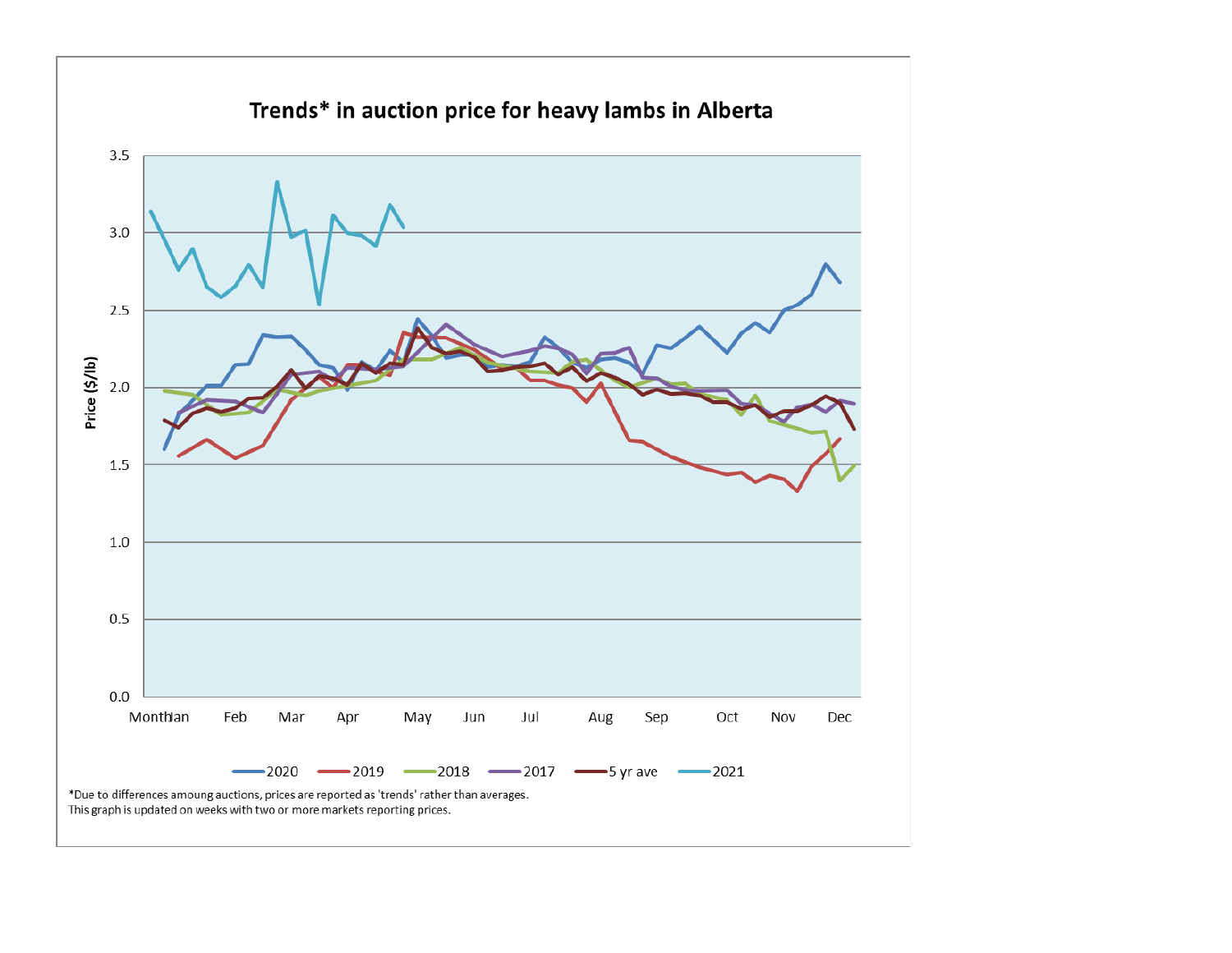## Trends* in auction price for heavy lambs in Alberta

Price ($/lb)

3.5
3.0
2.5
2.0
1.5
1.0
0.5
0.0

Month Jan Feb Mar Apr May Jun Jul Aug Sep Oct Nov Dec

2020 2019 2018 2017 5 yr ave 2021

*Due to differences amoung auctions, prices are reported as 'trends' rather than averages.
This graph is updated on weeks with two or more markets reporting prices.